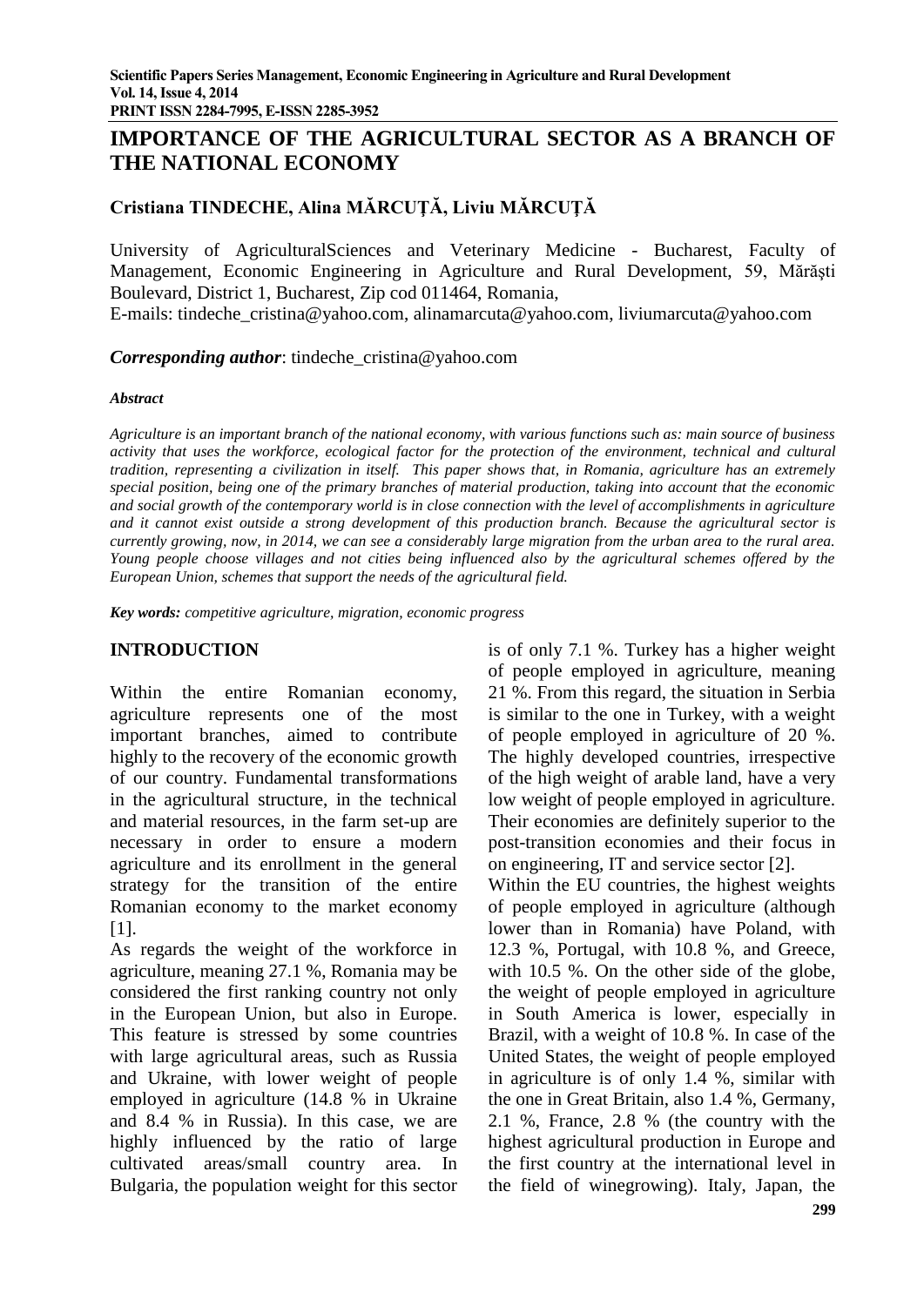# IMPORTANCE OF THE AGRICULTURAL SECTOR AS A BRANCH OF THE NATIONAL ECONOMY

**Cristiana TINDECHE, Alina MĂRCUȚĂ, Liviu MĂRCUȚĂ**

University of AgriculturalSciences and Veterinary Medicine - Bucharest, Faculty of Management, Economic Engineering in Agriculture and Rural Development, 59, Mărăşti Boulevard, District 1, Bucharest, Zip cod 011464, Romania,
E-mails: tindeche_cristina@yahoo.com, alinamarcuta@yahoo.com, liviumarcuta@yahoo.com

***Corresponding author***: tindeche_cristina@yahoo.com

***Abstract***

*Agriculture is an important branch of the national economy, with various functions such as: main source of business activity that uses the workforce, ecological factor for the protection of the environment, technical and cultural tradition, representing a civilization in itself. This paper shows that, in Romania, agriculture has an extremely special position, being one of the primary branches of material production, taking into account that the economic and social growth of the contemporary world is in close connection with the level of accomplishments in agriculture and it cannot exist outside a strong development of this production branch. Because the agricultural sector is currently growing, now, in 2014, we can see a considerably large migration from the urban area to the rural area. Young people choose villages and not cities being influenced also by the agricultural schemes offered by the European Union, schemes that support the needs of the agricultural field.*

***Key words:*** *competitive agriculture, migration, economic progress*

## INTRODUCTION

Within the entire Romanian economy, agriculture represents one of the most important branches, aimed to contribute highly to the recovery of the economic growth of our country. Fundamental transformations in the agricultural structure, in the technical and material resources, in the farm set-up are necessary in order to ensure a modern agriculture and its enrollment in the general strategy for the transition of the entire Romanian economy to the market economy [1].

As regards the weight of the workforce in agriculture, meaning 27.1 %, Romania may be considered the first ranking country not only in the European Union, but also in Europe. This feature is stressed by some countries with large agricultural areas, such as Russia and Ukraine, with lower weight of people employed in agriculture (14.8 % in Ukraine and 8.4 % in Russia). In this case, we are highly influenced by the ratio of large cultivated areas/small country area. In Bulgaria, the population weight for this sector is of only 7.1 %. Turkey has a higher weight of people employed in agriculture, meaning 21 %. From this regard, the situation in Serbia is similar to the one in Turkey, with a weight of people employed in agriculture of 20 %. The highly developed countries, irrespective of the high weight of arable land, have a very low weight of people employed in agriculture. Their economies are definitely superior to the post-transition economies and their focus in on engineering, IT and service sector [2].

Within the EU countries, the highest weights of people employed in agriculture (although lower than in Romania) have Poland, with 12.3 %, Portugal, with 10.8 %, and Greece, with 10.5 %. On the other side of the globe, the weight of people employed in agriculture in South America is lower, especially in Brazil, with a weight of 10.8 %. In case of the United States, the weight of people employed in agriculture is of only 1.4 %, similar with the one in Great Britain, also 1.4 %, Germany, 2.1 %, France, 2.8 % (the country with the highest agricultural production in Europe and the first country at the international level in the field of winegrowing). Italy, Japan, the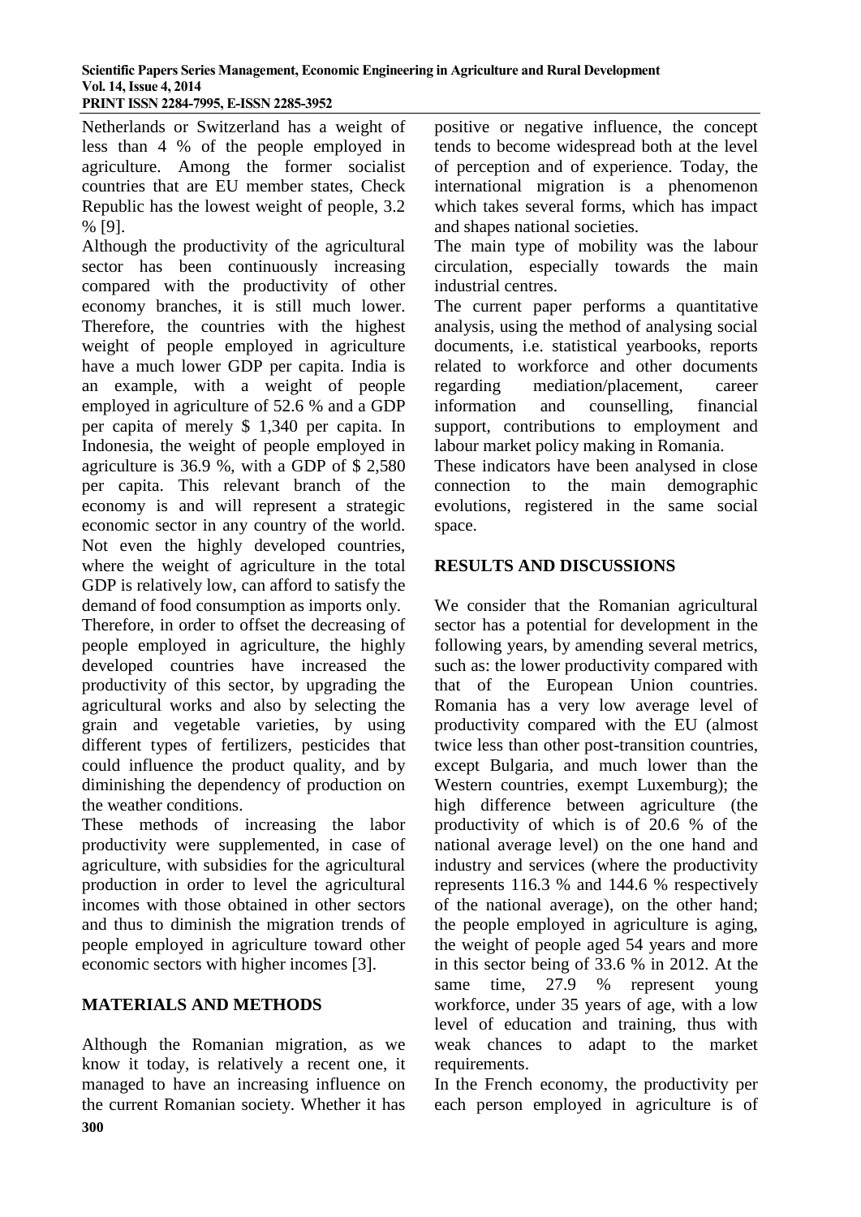Netherlands or Switzerland has a weight of less than 4 % of the people employed in agriculture. Among the former socialist countries that are EU member states, Check Republic has the lowest weight of people, 3.2 % [9].

Although the productivity of the agricultural sector has been continuously increasing compared with the productivity of other economy branches, it is still much lower. Therefore, the countries with the highest weight of people employed in agriculture have a much lower GDP per capita. India is an example, with a weight of people employed in agriculture of 52.6 % and a GDP per capita of merely $ 1,340 per capita. In Indonesia, the weight of people employed in agriculture is 36.9 %, with a GDP of $ 2,580 per capita. This relevant branch of the economy is and will represent a strategic economic sector in any country of the world. Not even the highly developed countries, where the weight of agriculture in the total GDP is relatively low, can afford to satisfy the demand of food consumption as imports only.

Therefore, in order to offset the decreasing of people employed in agriculture, the highly developed countries have increased the productivity of this sector, by upgrading the agricultural works and also by selecting the grain and vegetable varieties, by using different types of fertilizers, pesticides that could influence the product quality, and by diminishing the dependency of production on the weather conditions.

These methods of increasing the labor productivity were supplemented, in case of agriculture, with subsidies for the agricultural production in order to level the agricultural incomes with those obtained in other sectors and thus to diminish the migration trends of people employed in agriculture toward other economic sectors with higher incomes [3].

## MATERIALS AND METHODS

Although the Romanian migration, as we know it today, is relatively a recent one, it managed to have an increasing influence on the current Romanian society. Whether it has positive or negative influence, the concept tends to become widespread both at the level of perception and of experience. Today, the international migration is a phenomenon which takes several forms, which has impact and shapes national societies.

The main type of mobility was the labour circulation, especially towards the main industrial centres.

The current paper performs a quantitative analysis, using the method of analysing social documents, i.e. statistical yearbooks, reports related to workforce and other documents regarding mediation/placement, career information and counselling, financial support, contributions to employment and labour market policy making in Romania.

These indicators have been analysed in close connection to the main demographic evolutions, registered in the same social space.

## RESULTS AND DISCUSSIONS

We consider that the Romanian agricultural sector has a potential for development in the following years, by amending several metrics, such as: the lower productivity compared with that of the European Union countries. Romania has a very low average level of productivity compared with the EU (almost twice less than other post-transition countries, except Bulgaria, and much lower than the Western countries, exempt Luxemburg); the high difference between agriculture (the productivity of which is of 20.6 % of the national average level) on the one hand and industry and services (where the productivity represents 116.3 % and 144.6 % respectively of the national average), on the other hand; the people employed in agriculture is aging, the weight of people aged 54 years and more in this sector being of 33.6 % in 2012. At the same time, 27.9 % represent young workforce, under 35 years of age, with a low level of education and training, thus with weak chances to adapt to the market requirements.

In the French economy, the productivity per each person employed in agriculture is of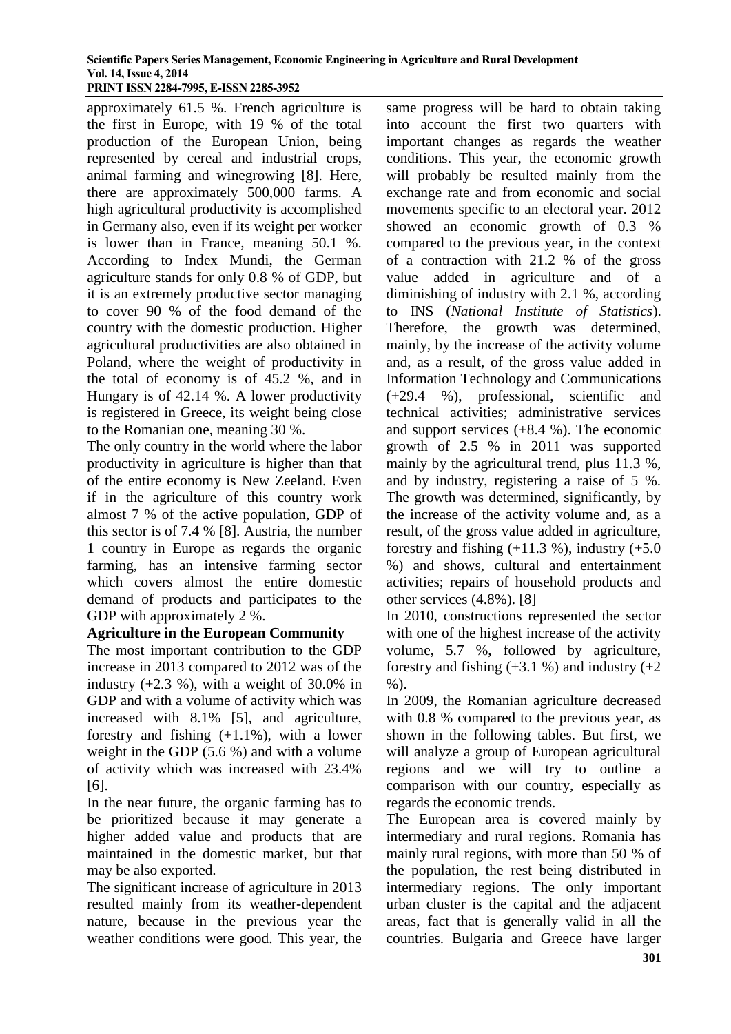approximately 61.5 %. French agriculture is the first in Europe, with 19 % of the total production of the European Union, being represented by cereal and industrial crops, animal farming and winegrowing [8]. Here, there are approximately 500,000 farms. A high agricultural productivity is accomplished in Germany also, even if its weight per worker is lower than in France, meaning 50.1 %. According to Index Mundi, the German agriculture stands for only 0.8 % of GDP, but it is an extremely productive sector managing to cover 90 % of the food demand of the country with the domestic production. Higher agricultural productivities are also obtained in Poland, where the weight of productivity in the total of economy is of 45.2 %, and in Hungary is of 42.14 %. A lower productivity is registered in Greece, its weight being close to the Romanian one, meaning 30 %.

The only country in the world where the labor productivity in agriculture is higher than that of the entire economy is New Zeeland. Even if in the agriculture of this country work almost 7 % of the active population, GDP of this sector is of 7.4 % [8]. Austria, the number 1 country in Europe as regards the organic farming, has an intensive farming sector which covers almost the entire domestic demand of products and participates to the GDP with approximately 2 %.

**Agriculture in the European Community**

The most important contribution to the GDP increase in 2013 compared to 2012 was of the industry (+2.3 %), with a weight of 30.0% in GDP and with a volume of activity which was increased with 8.1% [5], and agriculture, forestry and fishing (+1.1%), with a lower weight in the GDP (5.6 %) and with a volume of activity which was increased with 23.4% [6].

In the near future, the organic farming has to be prioritized because it may generate a higher added value and products that are maintained in the domestic market, but that may be also exported.

The significant increase of agriculture in 2013 resulted mainly from its weather-dependent nature, because in the previous year the weather conditions were good. This year, the same progress will be hard to obtain taking into account the first two quarters with important changes as regards the weather conditions. This year, the economic growth will probably be resulted mainly from the exchange rate and from economic and social movements specific to an electoral year. 2012 showed an economic growth of 0.3 % compared to the previous year, in the context of a contraction with 21.2 % of the gross value added in agriculture and of a diminishing of industry with 2.1 %, according to INS (*National Institute of Statistics*). Therefore, the growth was determined, mainly, by the increase of the activity volume and, as a result, of the gross value added in Information Technology and Communications (+29.4 %), professional, scientific and technical activities; administrative services and support services (+8.4 %). The economic growth of 2.5 % in 2011 was supported mainly by the agricultural trend, plus 11.3 %, and by industry, registering a raise of 5 %. The growth was determined, significantly, by the increase of the activity volume and, as a result, of the gross value added in agriculture, forestry and fishing (+11.3 %), industry (+5.0 %) and shows, cultural and entertainment activities; repairs of household products and other services (4.8%). [8]

In 2010, constructions represented the sector with one of the highest increase of the activity volume, 5.7 %, followed by agriculture, forestry and fishing (+3.1 %) and industry (+2 %).

In 2009, the Romanian agriculture decreased with 0.8 % compared to the previous year, as shown in the following tables. But first, we will analyze a group of European agricultural regions and we will try to outline a comparison with our country, especially as regards the economic trends.

The European area is covered mainly by intermediary and rural regions. Romania has mainly rural regions, with more than 50 % of the population, the rest being distributed in intermediary regions. The only important urban cluster is the capital and the adjacent areas, fact that is generally valid in all the countries. Bulgaria and Greece have larger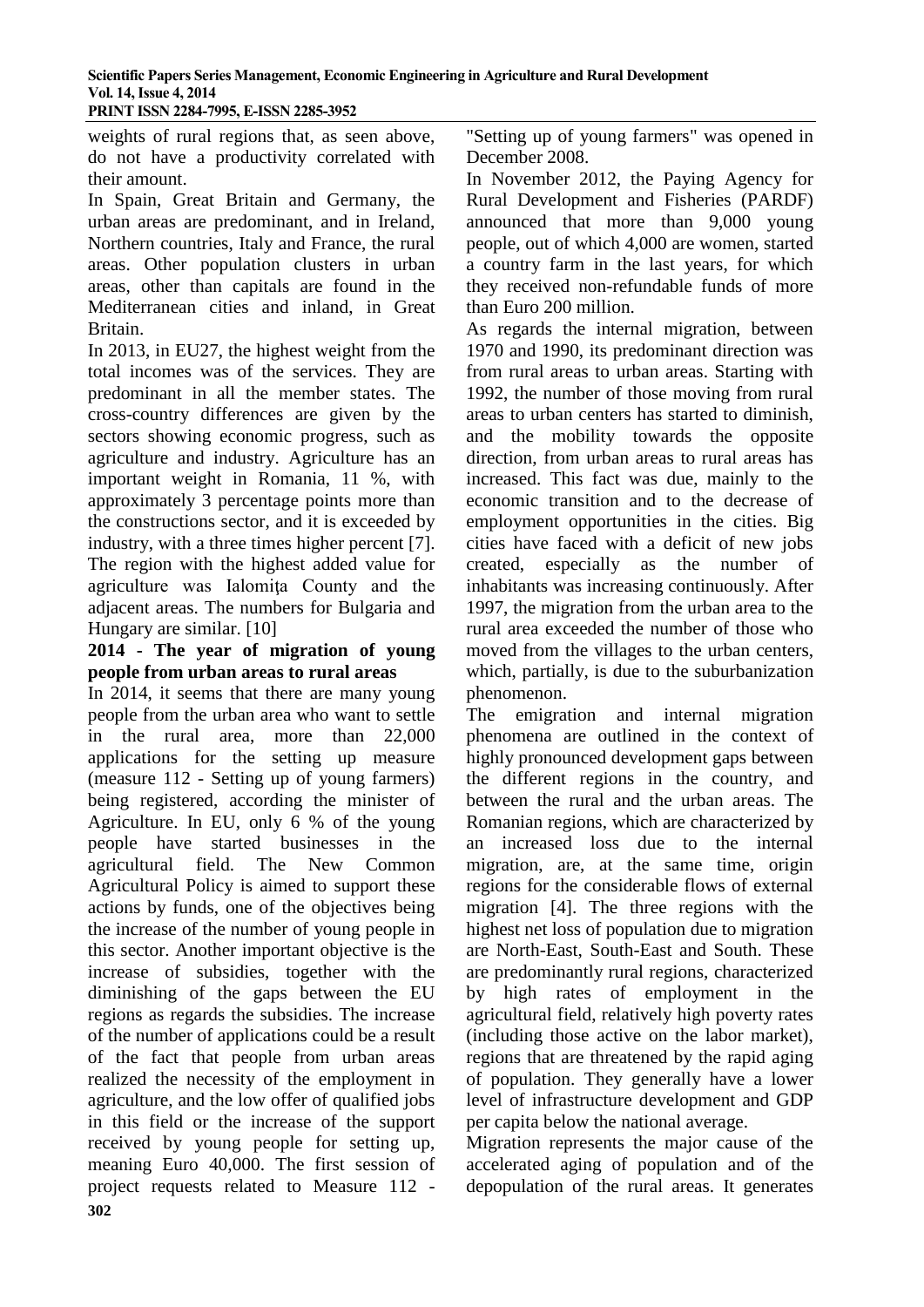weights of rural regions that, as seen above, do not have a productivity correlated with their amount.

In Spain, Great Britain and Germany, the urban areas are predominant, and in Ireland, Northern countries, Italy and France, the rural areas. Other population clusters in urban areas, other than capitals are found in the Mediterranean cities and inland, in Great Britain.

In 2013, in EU27, the highest weight from the total incomes was of the services. They are predominant in all the member states. The cross-country differences are given by the sectors showing economic progress, such as agriculture and industry. Agriculture has an important weight in Romania, 11 %, with approximately 3 percentage points more than the constructions sector, and it is exceeded by industry, with a three times higher percent [7]. The region with the highest added value for agriculture was Ialomiţa County and the adjacent areas. The numbers for Bulgaria and Hungary are similar. [10]

**2014 - The year of migration of young people from urban areas to rural areas**

In 2014, it seems that there are many young people from the urban area who want to settle in the rural area, more than 22,000 applications for the setting up measure (measure 112 - Setting up of young farmers) being registered, according the minister of Agriculture. In EU, only 6 % of the young people have started businesses in the agricultural field. The New Common Agricultural Policy is aimed to support these actions by funds, one of the objectives being the increase of the number of young people in this sector. Another important objective is the increase of subsidies, together with the diminishing of the gaps between the EU regions as regards the subsidies. The increase of the number of applications could be a result of the fact that people from urban areas realized the necessity of the employment in agriculture, and the low offer of qualified jobs in this field or the increase of the support received by young people for setting up, meaning Euro 40,000. The first session of project requests related to Measure 112 - "Setting up of young farmers" was opened in December 2008.

In November 2012, the Paying Agency for Rural Development and Fisheries (PARDF) announced that more than 9,000 young people, out of which 4,000 are women, started a country farm in the last years, for which they received non-refundable funds of more than Euro 200 million.

As regards the internal migration, between 1970 and 1990, its predominant direction was from rural areas to urban areas. Starting with 1992, the number of those moving from rural areas to urban centers has started to diminish, and the mobility towards the opposite direction, from urban areas to rural areas has increased. This fact was due, mainly to the economic transition and to the decrease of employment opportunities in the cities. Big cities have faced with a deficit of new jobs created, especially as the number of inhabitants was increasing continuously. After 1997, the migration from the urban area to the rural area exceeded the number of those who moved from the villages to the urban centers, which, partially, is due to the suburbanization phenomenon.

The emigration and internal migration phenomena are outlined in the context of highly pronounced development gaps between the different regions in the country, and between the rural and the urban areas. The Romanian regions, which are characterized by an increased loss due to the internal migration, are, at the same time, origin regions for the considerable flows of external migration [4]. The three regions with the highest net loss of population due to migration are North-East, South-East and South. These are predominantly rural regions, characterized by high rates of employment in the agricultural field, relatively high poverty rates (including those active on the labor market), regions that are threatened by the rapid aging of population. They generally have a lower level of infrastructure development and GDP per capita below the national average.

Migration represents the major cause of the accelerated aging of population and of the depopulation of the rural areas. It generates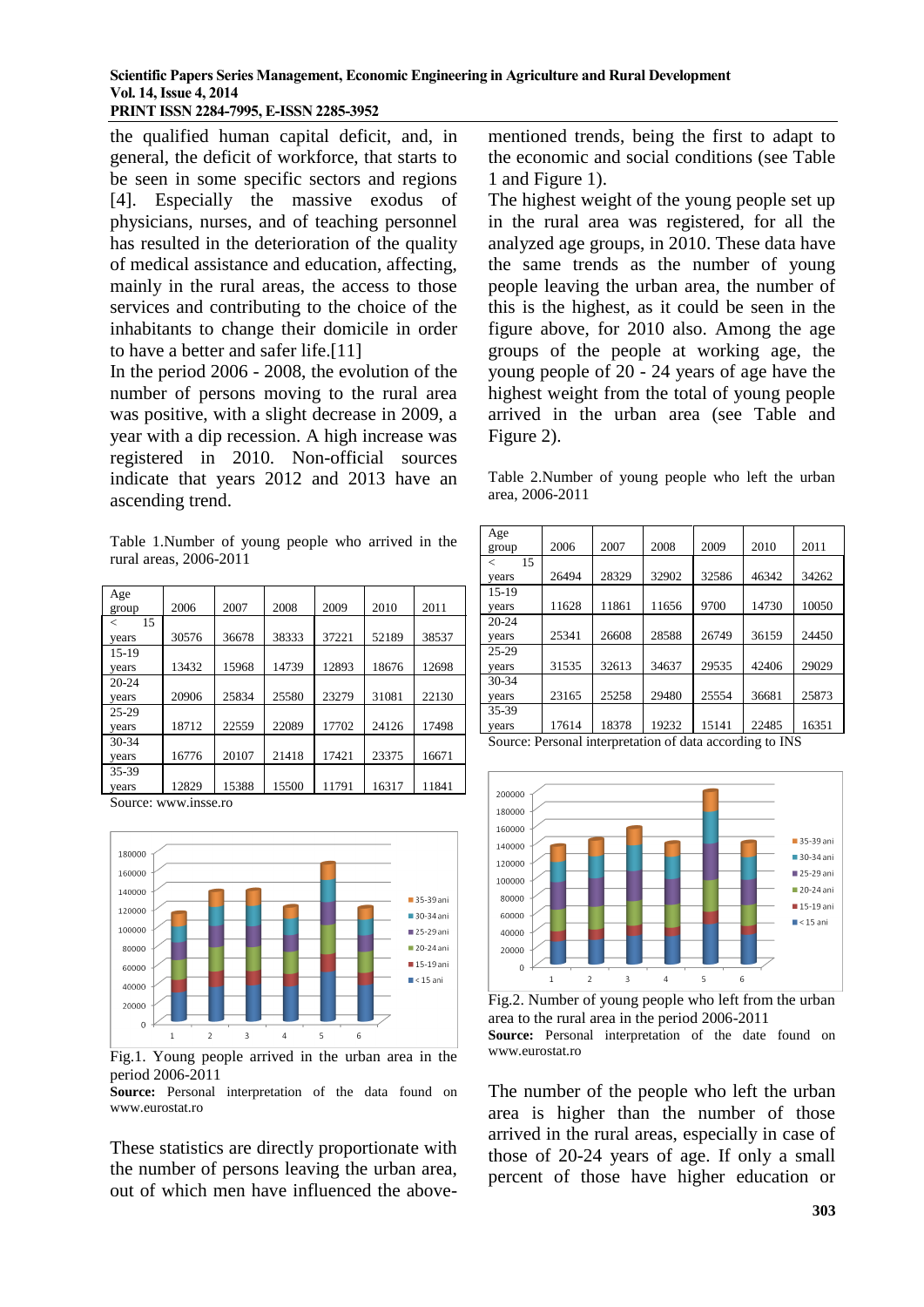the qualified human capital deficit, and, in general, the deficit of workforce, that starts to be seen in some specific sectors and regions [4]. Especially the massive exodus of physicians, nurses, and of teaching personnel has resulted in the deterioration of the quality of medical assistance and education, affecting, mainly in the rural areas, the access to those services and contributing to the choice of the inhabitants to change their domicile in order to have a better and safer life.[11]

In the period 2006 - 2008, the evolution of the number of persons moving to the rural area was positive, with a slight decrease in 2009, a year with a dip recession. A high increase was registered in 2010. Non-official sources indicate that years 2012 and 2013 have an ascending trend.

Table 1.Number of young people who arrived in the rural areas, 2006-2011

| Age group | 2006 | 2007 | 2008 | 2009 | 2010 | 2011 |
|---|---|---|---|---|---|---|
| < 15 years | 30576 | 36678 | 38333 | 37221 | 52189 | 38537 |
| 15-19 years | 13432 | 15968 | 14739 | 12893 | 18676 | 12698 |
| 20-24 years | 20906 | 25834 | 25580 | 23279 | 31081 | 22130 |
| 25-29 years | 18712 | 22559 | 22089 | 17702 | 24126 | 17498 |
| 30-34 years | 16776 | 20107 | 21418 | 17421 | 23375 | 16671 |
| 35-39 years | 12829 | 15388 | 15500 | 11791 | 16317 | 11841 |

Source: www.insse.ro

180000
160000
140000
120000
100000
80000
60000
40000
20000
0
1 2 3 4 5 6
35-39 ani
30-34 ani
25-29 ani
20-24 ani
15-19 ani
< 15 ani

Fig.1. Young people arrived in the urban area in the period 2006-2011

**Source:** Personal interpretation of the data found on www.eurostat.ro

These statistics are directly proportionate with the number of persons leaving the urban area, out of which men have influenced the above-mentioned trends, being the first to adapt to the economic and social conditions (see Table 1 and Figure 1).

The highest weight of the young people set up in the rural area was registered, for all the analyzed age groups, in 2010. These data have the same trends as the number of young people leaving the urban area, the number of this is the highest, as it could be seen in the figure above, for 2010 also. Among the age groups of the people at working age, the young people of 20 - 24 years of age have the highest weight from the total of young people arrived in the urban area (see Table and Figure 2).

Table 2.Number of young people who left the urban area, 2006-2011

| Age group | 2006 | 2007 | 2008 | 2009 | 2010 | 2011 |
|---|---|---|---|---|---|---|
| < 15 years | 26494 | 28329 | 32902 | 32586 | 46342 | 34262 |
| 15-19 years | 11628 | 11861 | 11656 | 9700 | 14730 | 10050 |
| 20-24 years | 25341 | 26608 | 28588 | 26749 | 36159 | 24450 |
| 25-29 years | 31535 | 32613 | 34637 | 29535 | 42406 | 29029 |
| 30-34 years | 23165 | 25258 | 29480 | 25554 | 36681 | 25873 |
| 35-39 years | 17614 | 18378 | 19232 | 15141 | 22485 | 16351 |

Source: Personal interpretation of data according to INS

200000
180000
160000
140000
120000
100000
80000
60000
40000
20000
0
1 2 3 4 5 6
35-39 ani
30-34 ani
25-29 ani
20-24 ani
15-19 ani
< 15 ani

Fig.2. Number of young people who left from the urban area to the rural area in the period 2006-2011

**Source:** Personal interpretation of the date found on www.eurostat.ro

The number of the people who left the urban area is higher than the number of those arrived in the rural areas, especially in case of those of 20-24 years of age. If only a small percent of those have higher education or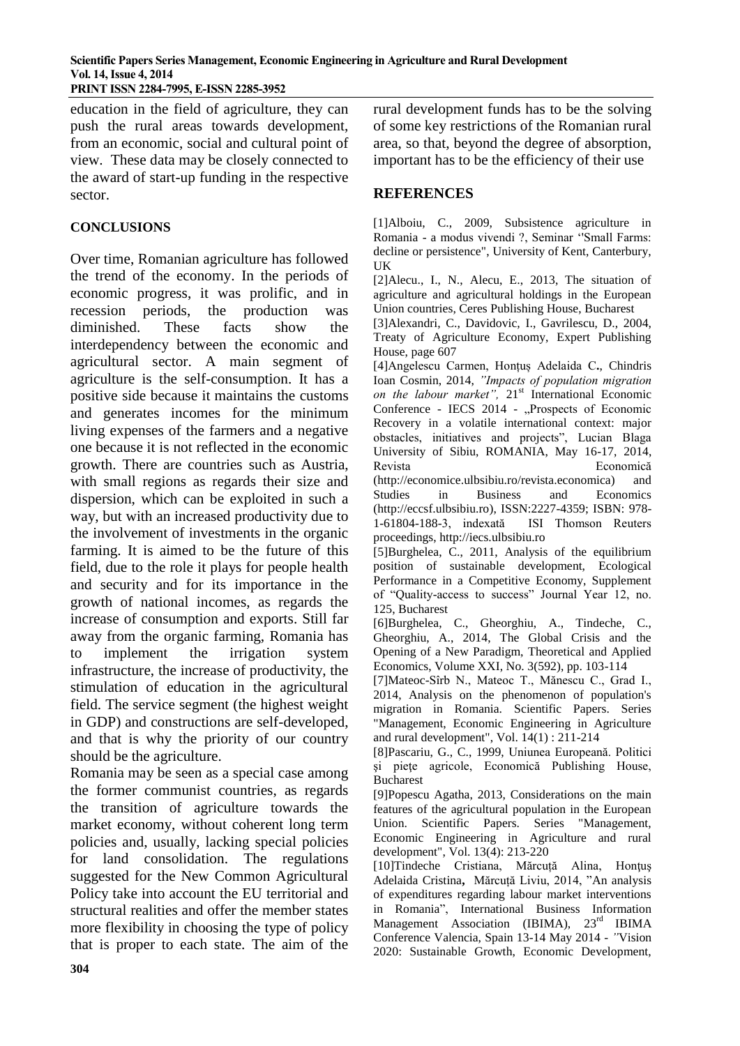education in the field of agriculture, they can push the rural areas towards development, from an economic, social and cultural point of view. These data may be closely connected to the award of start-up funding in the respective sector.

## CONCLUSIONS

Over time, Romanian agriculture has followed the trend of the economy. In the periods of economic progress, it was prolific, and in recession periods, the production was diminished. These facts show the interdependency between the economic and agricultural sector. A main segment of agriculture is the self-consumption. It has a positive side because it maintains the customs and generates incomes for the minimum living expenses of the farmers and a negative one because it is not reflected in the economic growth. There are countries such as Austria, with small regions as regards their size and dispersion, which can be exploited in such a way, but with an increased productivity due to the involvement of investments in the organic farming. It is aimed to be the future of this field, due to the role it plays for people health and security and for its importance in the growth of national incomes, as regards the increase of consumption and exports. Still far away from the organic farming, Romania has to implement the irrigation system infrastructure, the increase of productivity, the stimulation of education in the agricultural field. The service segment (the highest weight in GDP) and constructions are self-developed, and that is why the priority of our country should be the agriculture.

Romania may be seen as a special case among the former communist countries, as regards the transition of agriculture towards the market economy, without coherent long term policies and, usually, lacking special policies for land consolidation. The regulations suggested for the New Common Agricultural Policy take into account the EU territorial and structural realities and offer the member states more flexibility in choosing the type of policy that is proper to each state. The aim of the rural development funds has to be the solving of some key restrictions of the Romanian rural area, so that, beyond the degree of absorption, important has to be the efficiency of their use

## REFERENCES

[1]Alboiu, C., 2009, Subsistence agriculture in Romania - a modus vivendi ?, Seminar ''Small Farms: decline or persistence", University of Kent, Canterbury, UK

[2]Alecu., I., N., Alecu, E., 2013, The situation of agriculture and agricultural holdings in the European Union countries, Ceres Publishing House, Bucharest

[3]Alexandri, C., Davidovic, I., Gavrilescu, D., 2004, Treaty of Agriculture Economy, Expert Publishing House, page 607

[4]Angelescu Carmen, Honțuș Adelaida C., Chindris Ioan Cosmin, 2014, *"Impacts of population migration on the labour market"*, 21[st] International Economic Conference - IECS 2014 - „Prospects of Economic Recovery in a volatile international context: major obstacles, initiatives and projects", Lucian Blaga University of Sibiu, ROMANIA, May 16-17, 2014, Revista Economică (http://economice.ulbsibiu.ro/revista.economica) and Studies in Business and Economics (http://eccsf.ulbsibiu.ro), ISSN:2227-4359; ISBN: 978-1-61804-188-3, indexată ISI Thomson Reuters proceedings, http://iecs.ulbsibiu.ro

[5]Burghelea, C., 2011, Analysis of the equilibrium position of sustainable development, Ecological Performance in a Competitive Economy, Supplement of "Quality-access to success" Journal Year 12, no. 125, Bucharest

[6]Burghelea, C., Gheorghiu, A., Tindeche, C., Gheorghiu, A., 2014, The Global Crisis and the Opening of a New Paradigm, Theoretical and Applied Economics, Volume XXI, No. 3(592), pp. 103-114

[7]Mateoc-Sîrb N., Mateoc T., Mănescu C., Grad I., 2014, Analysis on the phenomenon of population's migration in Romania. Scientific Papers. Series "Management, Economic Engineering in Agriculture and rural development", Vol. 14(1) : 211-214

[8]Pascariu, G., C., 1999, Uniunea Europeană. Politici şi pieţe agricole, Economică Publishing House, Bucharest

[9]Popescu Agatha, 2013, Considerations on the main features of the agricultural population in the European Union. Scientific Papers. Series "Management, Economic Engineering in Agriculture and rural development", Vol. 13(4): 213-220

[10]Tindeche Cristiana, Mărcuță Alina, Honțuş Adelaida Cristina, Mărcuță Liviu, 2014, "An analysis of expenditures regarding labour market interventions in Romania", International Business Information Management Association (IBIMA), 23[rd] IBIMA Conference Valencia, Spain 13-14 May 2014 - "Vision 2020: Sustainable Growth, Economic Development,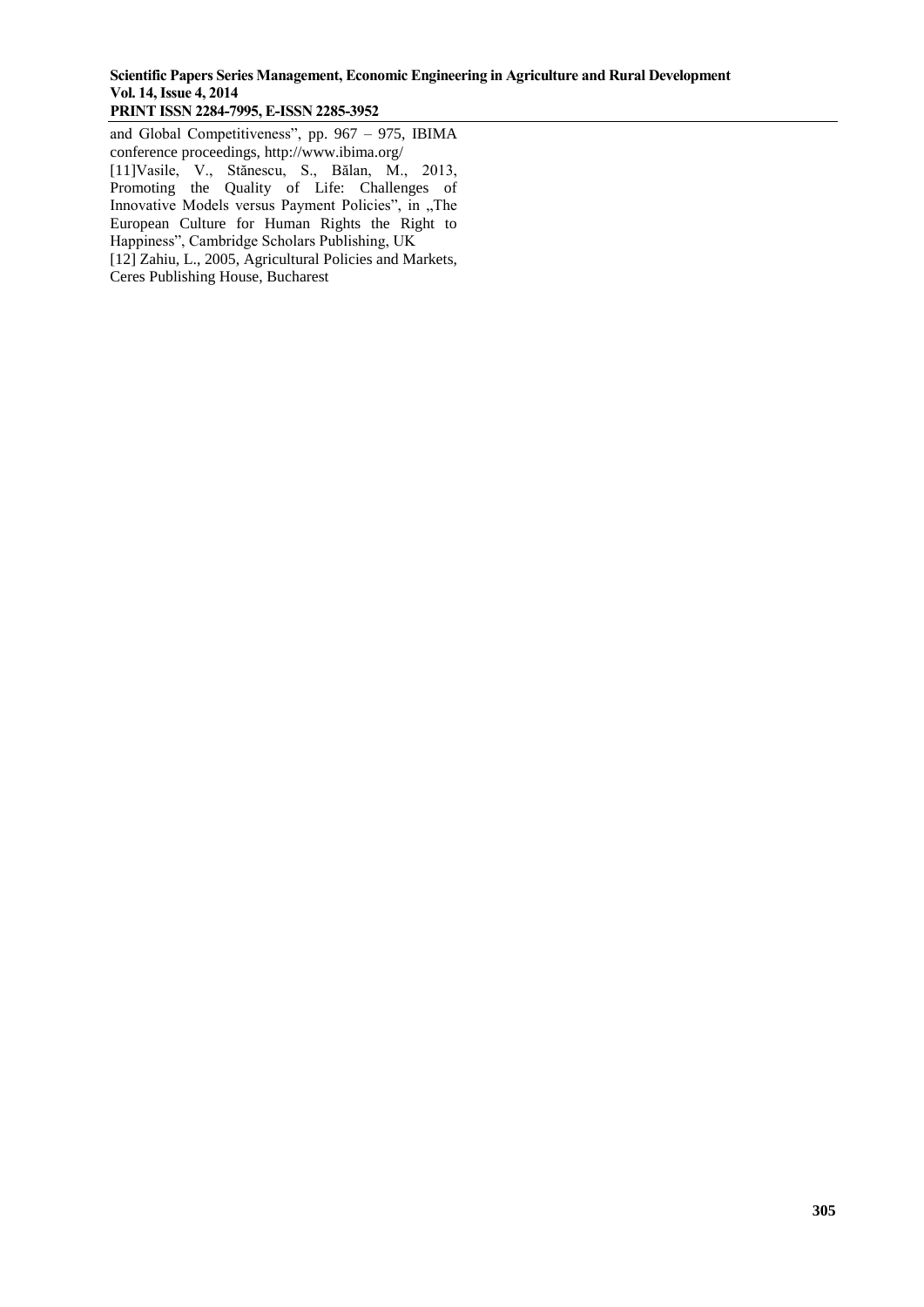and Global Competitiveness", pp. 967 – 975, IBIMA conference proceedings, http://www.ibima.org/

[11]Vasile, V., Stănescu, S., Bălan, M., 2013, Promoting the Quality of Life: Challenges of Innovative Models versus Payment Policies", in „The European Culture for Human Rights the Right to Happiness", Cambridge Scholars Publishing, UK

[12] Zahiu, L., 2005, Agricultural Policies and Markets, Ceres Publishing House, Bucharest